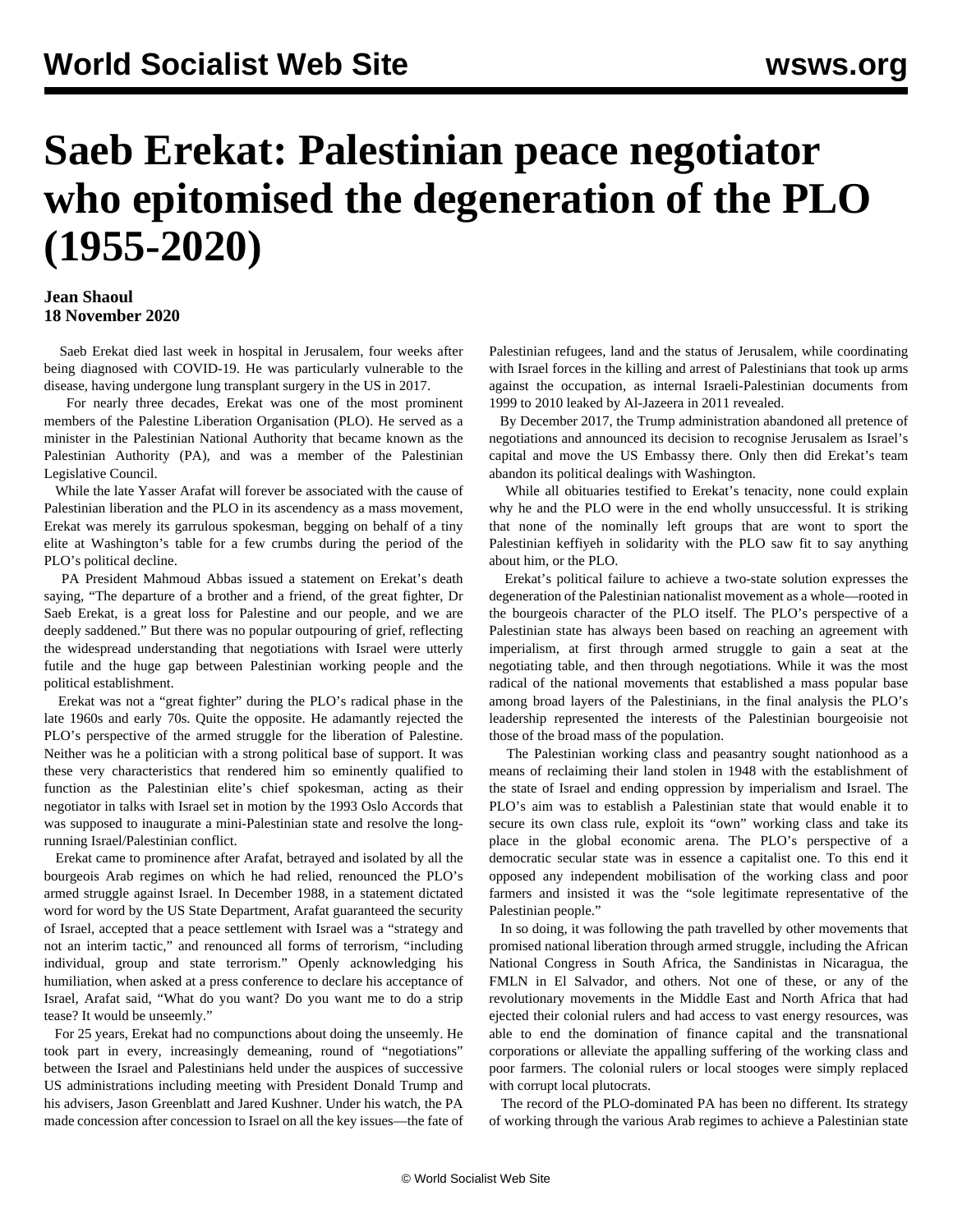# Saeb Erekat: Palestinian peace negotiator who epitomised the degeneration of the PLO (1955-2020)

**Jean Shaoul**
**18 November 2020**

Saeb Erekat died last week in hospital in Jerusalem, four weeks after being diagnosed with COVID-19. He was particularly vulnerable to the disease, having undergone lung transplant surgery in the US in 2017.

For nearly three decades, Erekat was one of the most prominent members of the Palestine Liberation Organisation (PLO). He served as a minister in the Palestinian National Authority that became known as the Palestinian Authority (PA), and was a member of the Palestinian Legislative Council.

While the late Yasser Arafat will forever be associated with the cause of Palestinian liberation and the PLO in its ascendency as a mass movement, Erekat was merely its garrulous spokesman, begging on behalf of a tiny elite at Washington's table for a few crumbs during the period of the PLO's political decline.

PA President Mahmoud Abbas issued a statement on Erekat's death saying, "The departure of a brother and a friend, of the great fighter, Dr Saeb Erekat, is a great loss for Palestine and our people, and we are deeply saddened." But there was no popular outpouring of grief, reflecting the widespread understanding that negotiations with Israel were utterly futile and the huge gap between Palestinian working people and the political establishment.

Erekat was not a "great fighter" during the PLO's radical phase in the late 1960s and early 70s. Quite the opposite. He adamantly rejected the PLO's perspective of the armed struggle for the liberation of Palestine. Neither was he a politician with a strong political base of support. It was these very characteristics that rendered him so eminently qualified to function as the Palestinian elite's chief spokesman, acting as their negotiator in talks with Israel set in motion by the 1993 Oslo Accords that was supposed to inaugurate a mini-Palestinian state and resolve the long-running Israel/Palestinian conflict.

Erekat came to prominence after Arafat, betrayed and isolated by all the bourgeois Arab regimes on which he had relied, renounced the PLO's armed struggle against Israel. In December 1988, in a statement dictated word for word by the US State Department, Arafat guaranteed the security of Israel, accepted that a peace settlement with Israel was a "strategy and not an interim tactic," and renounced all forms of terrorism, "including individual, group and state terrorism." Openly acknowledging his humiliation, when asked at a press conference to declare his acceptance of Israel, Arafat said, "What do you want? Do you want me to do a strip tease? It would be unseemly."

For 25 years, Erekat had no compunctions about doing the unseemly. He took part in every, increasingly demeaning, round of "negotiations" between the Israel and Palestinians held under the auspices of successive US administrations including meeting with President Donald Trump and his advisers, Jason Greenblatt and Jared Kushner. Under his watch, the PA made concession after concession to Israel on all the key issues—the fate of Palestinian refugees, land and the status of Jerusalem, while coordinating with Israel forces in the killing and arrest of Palestinians that took up arms against the occupation, as internal Israeli-Palestinian documents from 1999 to 2010 leaked by Al-Jazeera in 2011 revealed.

By December 2017, the Trump administration abandoned all pretence of negotiations and announced its decision to recognise Jerusalem as Israel's capital and move the US Embassy there. Only then did Erekat's team abandon its political dealings with Washington.

While all obituaries testified to Erekat's tenacity, none could explain why he and the PLO were in the end wholly unsuccessful. It is striking that none of the nominally left groups that are wont to sport the Palestinian keffiyeh in solidarity with the PLO saw fit to say anything about him, or the PLO.

Erekat's political failure to achieve a two-state solution expresses the degeneration of the Palestinian nationalist movement as a whole—rooted in the bourgeois character of the PLO itself. The PLO's perspective of a Palestinian state has always been based on reaching an agreement with imperialism, at first through armed struggle to gain a seat at the negotiating table, and then through negotiations. While it was the most radical of the national movements that established a mass popular base among broad layers of the Palestinians, in the final analysis the PLO's leadership represented the interests of the Palestinian bourgeoisie not those of the broad mass of the population.

The Palestinian working class and peasantry sought nationhood as a means of reclaiming their land stolen in 1948 with the establishment of the state of Israel and ending oppression by imperialism and Israel. The PLO's aim was to establish a Palestinian state that would enable it to secure its own class rule, exploit its "own" working class and take its place in the global economic arena. The PLO's perspective of a democratic secular state was in essence a capitalist one. To this end it opposed any independent mobilisation of the working class and poor farmers and insisted it was the "sole legitimate representative of the Palestinian people."

In so doing, it was following the path travelled by other movements that promised national liberation through armed struggle, including the African National Congress in South Africa, the Sandinistas in Nicaragua, the FMLN in El Salvador, and others. Not one of these, or any of the revolutionary movements in the Middle East and North Africa that had ejected their colonial rulers and had access to vast energy resources, was able to end the domination of finance capital and the transnational corporations or alleviate the appalling suffering of the working class and poor farmers. The colonial rulers or local stooges were simply replaced with corrupt local plutocrats.

The record of the PLO-dominated PA has been no different. Its strategy of working through the various Arab regimes to achieve a Palestinian state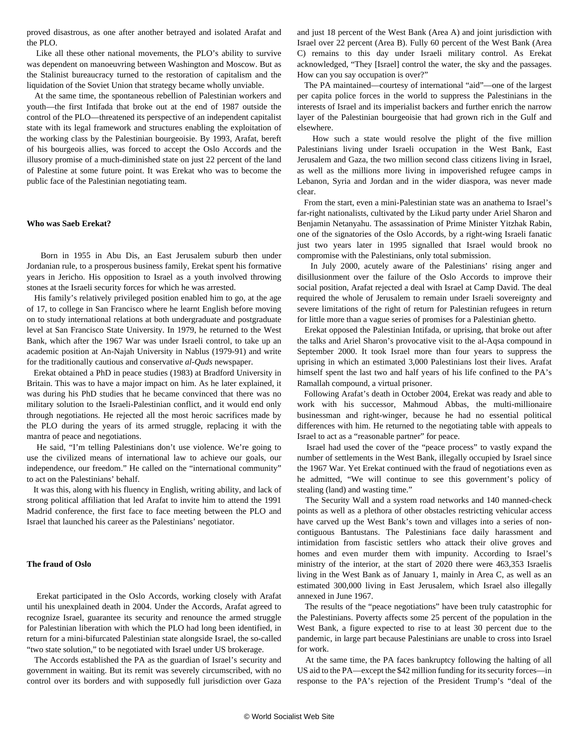proved disastrous, as one after another betrayed and isolated Arafat and the PLO.

Like all these other national movements, the PLO's ability to survive was dependent on manoeuvring between Washington and Moscow. But as the Stalinist bureaucracy turned to the restoration of capitalism and the liquidation of the Soviet Union that strategy became wholly unviable.

At the same time, the spontaneous rebellion of Palestinian workers and youth—the first Intifada that broke out at the end of 1987 outside the control of the PLO—threatened its perspective of an independent capitalist state with its legal framework and structures enabling the exploitation of the working class by the Palestinian bourgeoisie. By 1993, Arafat, bereft of his bourgeois allies, was forced to accept the Oslo Accords and the illusory promise of a much-diminished state on just 22 percent of the land of Palestine at some future point. It was Erekat who was to become the public face of the Palestinian negotiating team.

**Who was Saeb Erekat?**

Born in 1955 in Abu Dis, an East Jerusalem suburb then under Jordanian rule, to a prosperous business family, Erekat spent his formative years in Jericho. His opposition to Israel as a youth involved throwing stones at the Israeli security forces for which he was arrested.

His family's relatively privileged position enabled him to go, at the age of 17, to college in San Francisco where he learnt English before moving on to study international relations at both undergraduate and postgraduate level at San Francisco State University. In 1979, he returned to the West Bank, which after the 1967 War was under Israeli control, to take up an academic position at An-Najah University in Nablus (1979-91) and write for the traditionally cautious and conservative *al-Quds* newspaper.

Erekat obtained a PhD in peace studies (1983) at Bradford University in Britain. This was to have a major impact on him. As he later explained, it was during his PhD studies that he became convinced that there was no military solution to the Israeli-Palestinian conflict, and it would end only through negotiations. He rejected all the most heroic sacrifices made by the PLO during the years of its armed struggle, replacing it with the mantra of peace and negotiations.

He said, "I'm telling Palestinians don't use violence. We're going to use the civilized means of international law to achieve our goals, our independence, our freedom." He called on the "international community" to act on the Palestinians' behalf.

It was this, along with his fluency in English, writing ability, and lack of strong political affiliation that led Arafat to invite him to attend the 1991 Madrid conference, the first face to face meeting between the PLO and Israel that launched his career as the Palestinians' negotiator.

**The fraud of Oslo**

Erekat participated in the Oslo Accords, working closely with Arafat until his unexplained death in 2004. Under the Accords, Arafat agreed to recognize Israel, guarantee its security and renounce the armed struggle for Palestinian liberation with which the PLO had long been identified, in return for a mini-bifurcated Palestinian state alongside Israel, the so-called "two state solution," to be negotiated with Israel under US brokerage.

The Accords established the PA as the guardian of Israel's security and government in waiting. But its remit was severely circumscribed, with no control over its borders and with supposedly full jurisdiction over Gaza and just 18 percent of the West Bank (Area A) and joint jurisdiction with Israel over 22 percent (Area B). Fully 60 percent of the West Bank (Area C) remains to this day under Israeli military control. As Erekat acknowledged, "They [Israel] control the water, the sky and the passages. How can you say occupation is over?"

The PA maintained—courtesy of international "aid"—one of the largest per capita police forces in the world to suppress the Palestinians in the interests of Israel and its imperialist backers and further enrich the narrow layer of the Palestinian bourgeoisie that had grown rich in the Gulf and elsewhere.

How such a state would resolve the plight of the five million Palestinians living under Israeli occupation in the West Bank, East Jerusalem and Gaza, the two million second class citizens living in Israel, as well as the millions more living in impoverished refugee camps in Lebanon, Syria and Jordan and in the wider diaspora, was never made clear.

From the start, even a mini-Palestinian state was an anathema to Israel's far-right nationalists, cultivated by the Likud party under Ariel Sharon and Benjamin Netanyahu. The assassination of Prime Minister Yitzhak Rabin, one of the signatories of the Oslo Accords, by a right-wing Israeli fanatic just two years later in 1995 signalled that Israel would brook no compromise with the Palestinians, only total submission.

In July 2000, acutely aware of the Palestinians' rising anger and disillusionment over the failure of the Oslo Accords to improve their social position, Arafat rejected a deal with Israel at Camp David. The deal required the whole of Jerusalem to remain under Israeli sovereignty and severe limitations of the right of return for Palestinian refugees in return for little more than a vague series of promises for a Palestinian ghetto.

Erekat opposed the Palestinian Intifada, or uprising, that broke out after the talks and Ariel Sharon's provocative visit to the al-Aqsa compound in September 2000. It took Israel more than four years to suppress the uprising in which an estimated 3,000 Palestinians lost their lives. Arafat himself spent the last two and half years of his life confined to the PA's Ramallah compound, a virtual prisoner.

Following Arafat's death in October 2004, Erekat was ready and able to work with his successor, Mahmoud Abbas, the multi-millionaire businessman and right-winger, because he had no essential political differences with him. He returned to the negotiating table with appeals to Israel to act as a "reasonable partner" for peace.

Israel had used the cover of the "peace process" to vastly expand the number of settlements in the West Bank, illegally occupied by Israel since the 1967 War. Yet Erekat continued with the fraud of negotiations even as he admitted, "We will continue to see this government's policy of stealing (land) and wasting time."

The Security Wall and a system road networks and 140 manned-check points as well as a plethora of other obstacles restricting vehicular access have carved up the West Bank's town and villages into a series of non-contiguous Bantustans. The Palestinians face daily harassment and intimidation from fascistic settlers who attack their olive groves and homes and even murder them with impunity. According to Israel's ministry of the interior, at the start of 2020 there were 463,353 Israelis living in the West Bank as of January 1, mainly in Area C, as well as an estimated 300,000 living in East Jerusalem, which Israel also illegally annexed in June 1967.

The results of the "peace negotiations" have been truly catastrophic for the Palestinians. Poverty affects some 25 percent of the population in the West Bank, a figure expected to rise to at least 30 percent due to the pandemic, in large part because Palestinians are unable to cross into Israel for work.

At the same time, the PA faces bankruptcy following the halting of all US aid to the PA—except the $42 million funding for its security forces—in response to the PA's rejection of the President Trump's "deal of the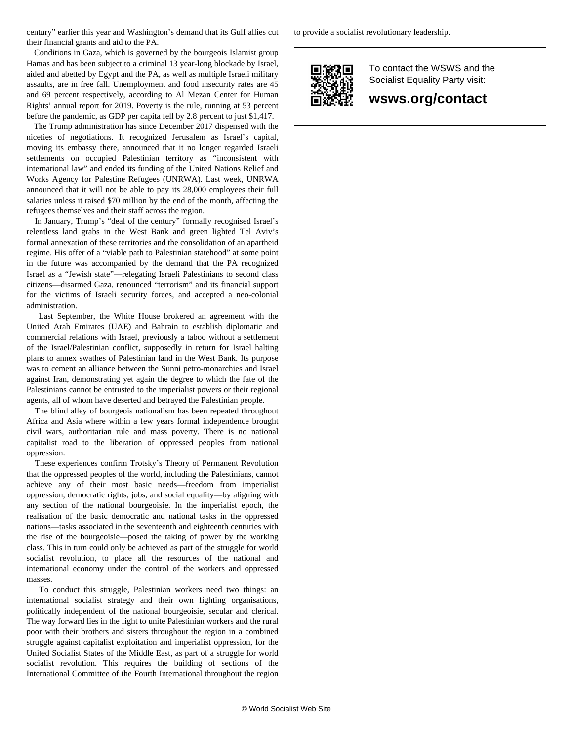century" earlier this year and Washington's demand that its Gulf allies cut their financial grants and aid to the PA.

Conditions in Gaza, which is governed by the bourgeois Islamist group Hamas and has been subject to a criminal 13 year-long blockade by Israel, aided and abetted by Egypt and the PA, as well as multiple Israeli military assaults, are in free fall. Unemployment and food insecurity rates are 45 and 69 percent respectively, according to Al Mezan Center for Human Rights' annual report for 2019. Poverty is the rule, running at 53 percent before the pandemic, as GDP per capita fell by 2.8 percent to just $1,417.

The Trump administration has since December 2017 dispensed with the niceties of negotiations. It recognized Jerusalem as Israel's capital, moving its embassy there, announced that it no longer regarded Israeli settlements on occupied Palestinian territory as "inconsistent with international law" and ended its funding of the United Nations Relief and Works Agency for Palestine Refugees (UNRWA). Last week, UNRWA announced that it will not be able to pay its 28,000 employees their full salaries unless it raised $70 million by the end of the month, affecting the refugees themselves and their staff across the region.

In January, Trump's "deal of the century" formally recognised Israel's relentless land grabs in the West Bank and green lighted Tel Aviv's formal annexation of these territories and the consolidation of an apartheid regime. His offer of a "viable path to Palestinian statehood" at some point in the future was accompanied by the demand that the PA recognized Israel as a "Jewish state"—relegating Israeli Palestinians to second class citizens—disarmed Gaza, renounced "terrorism" and its financial support for the victims of Israeli security forces, and accepted a neo-colonial administration.

Last September, the White House brokered an agreement with the United Arab Emirates (UAE) and Bahrain to establish diplomatic and commercial relations with Israel, previously a taboo without a settlement of the Israel/Palestinian conflict, supposedly in return for Israel halting plans to annex swathes of Palestinian land in the West Bank. Its purpose was to cement an alliance between the Sunni petro-monarchies and Israel against Iran, demonstrating yet again the degree to which the fate of the Palestinians cannot be entrusted to the imperialist powers or their regional agents, all of whom have deserted and betrayed the Palestinian people.

The blind alley of bourgeois nationalism has been repeated throughout Africa and Asia where within a few years formal independence brought civil wars, authoritarian rule and mass poverty. There is no national capitalist road to the liberation of oppressed peoples from national oppression.

These experiences confirm Trotsky's Theory of Permanent Revolution that the oppressed peoples of the world, including the Palestinians, cannot achieve any of their most basic needs—freedom from imperialist oppression, democratic rights, jobs, and social equality—by aligning with any section of the national bourgeoisie. In the imperialist epoch, the realisation of the basic democratic and national tasks in the oppressed nations—tasks associated in the seventeenth and eighteenth centuries with the rise of the bourgeoisie—posed the taking of power by the working class. This in turn could only be achieved as part of the struggle for world socialist revolution, to place all the resources of the national and international economy under the control of the workers and oppressed masses.

To conduct this struggle, Palestinian workers need two things: an international socialist strategy and their own fighting organisations, politically independent of the national bourgeoisie, secular and clerical. The way forward lies in the fight to unite Palestinian workers and the rural poor with their brothers and sisters throughout the region in a combined struggle against capitalist exploitation and imperialist oppression, for the United Socialist States of the Middle East, as part of a struggle for world socialist revolution. This requires the building of sections of the International Committee of the Fourth International throughout the region to provide a socialist revolutionary leadership.

To contact the WSWS and the Socialist Equality Party visit:

**wsws.org/contact**